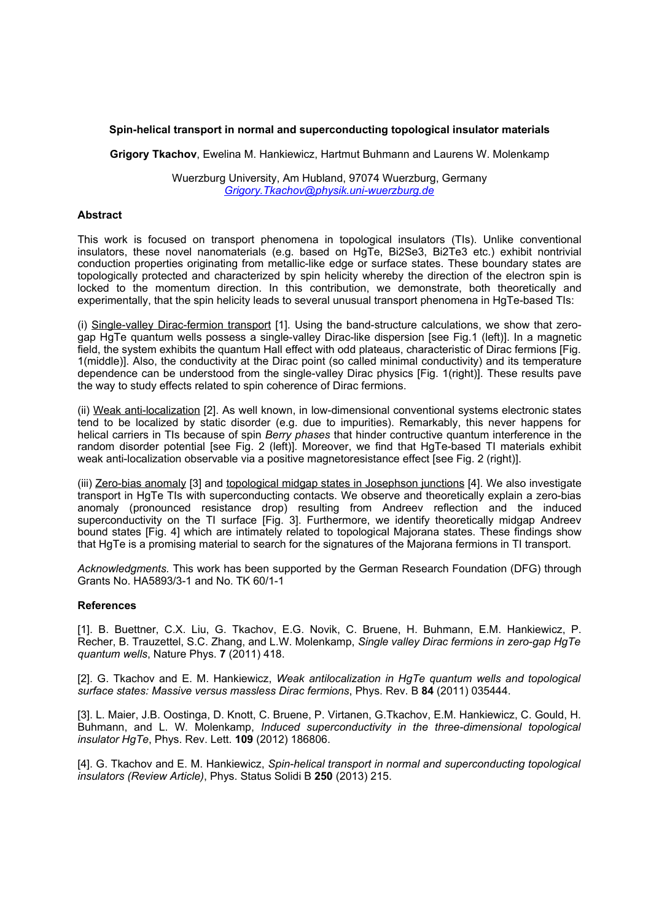**Spin-helical transport in normal and superconducting topological insulator materials**

**Grigory Tkachov**, Ewelina M. Hankiewicz, Hartmut Buhmann and Laurens W. Molenkamp

Wuerzburg University, Am Hubland, 97074 Wuerzburg, Germany
Grigory.Tkachov@physik.uni-wuerzburg.de

### Abstract

This work is focused on transport phenomena in topological insulators (TIs). Unlike conventional insulators, these novel nanomaterials (e.g. based on HgTe, $Bi_2Se_3$, $Bi_2Te_3$ etc.) exhibit nontrivial conduction properties originating from metallic-like edge or surface states. These boundary states are topologically protected and characterized by spin helicity whereby the direction of the electron spin is locked to the momentum direction. In this contribution, we demonstrate, both theoretically and experimentally, that the spin helicity leads to several unusual transport phenomena in HgTe-based TIs:

(i) Single-valley Dirac-fermion transport [1]. Using the band-structure calculations, we show that zero-gap HgTe quantum wells possess a single-valley Dirac-like dispersion [see Fig.1 (left)]. In a magnetic field, the system exhibits the quantum Hall effect with odd plateaus, characteristic of Dirac fermions [Fig. 1(middle)]. Also, the conductivity at the Dirac point (so called minimal conductivity) and its temperature dependence can be understood from the single-valley Dirac physics [Fig. 1(right)]. These results pave the way to study effects related to spin coherence of Dirac fermions.

(ii) Weak anti-localization [2]. As well known, in low-dimensional conventional systems electronic states tend to be localized by static disorder (e.g. due to impurities). Remarkably, this never happens for helical carriers in TIs because of spin *Berry phases* that hinder contructive quantum interference in the random disorder potential [see Fig. 2 (left)]. Moreover, we find that HgTe-based TI materials exhibit weak anti-localization observable via a positive magnetoresistance effect [see Fig. 2 (right)].

(iii) Zero-bias anomaly [3] and topological midgap states in Josephson junctions [4]. We also investigate transport in HgTe TIs with superconducting contacts. We observe and theoretically explain a zero-bias anomaly (pronounced resistance drop) resulting from Andreev reflection and the induced superconductivity on the TI surface [Fig. 3]. Furthermore, we identify theoretically midgap Andreev bound states [Fig. 4] which are intimately related to topological Majorana states. These findings show that HgTe is a promising material to search for the signatures of the Majorana fermions in TI transport.

*Acknowledgments.* This work has been supported by the German Research Foundation (DFG) through Grants No. HA5893/3-1 and No. TK 60/1-1

### References

[1]. B. Buettner, C.X. Liu, G. Tkachov, E.G. Novik, C. Bruene, H. Buhmann, E.M. Hankiewicz, P. Recher, B. Trauzettel, S.C. Zhang, and L.W. Molenkamp, *Single valley Dirac fermions in zero-gap HgTe quantum wells*, Nature Phys. **7** (2011) 418.

[2]. G. Tkachov and E. M. Hankiewicz, *Weak antilocalization in HgTe quantum wells and topological surface states: Massive versus massless Dirac fermions*, Phys. Rev. B **84** (2011) 035444.

[3]. L. Maier, J.B. Oostinga, D. Knott, C. Bruene, P. Virtanen, G.Tkachov, E.M. Hankiewicz, C. Gould, H. Buhmann, and L. W. Molenkamp, *Induced superconductivity in the three-dimensional topological insulator HgTe*, Phys. Rev. Lett. **109** (2012) 186806.

[4]. G. Tkachov and E. M. Hankiewicz, *Spin-helical transport in normal and superconducting topological insulators (Review Article)*, Phys. Status Solidi B **250** (2013) 215.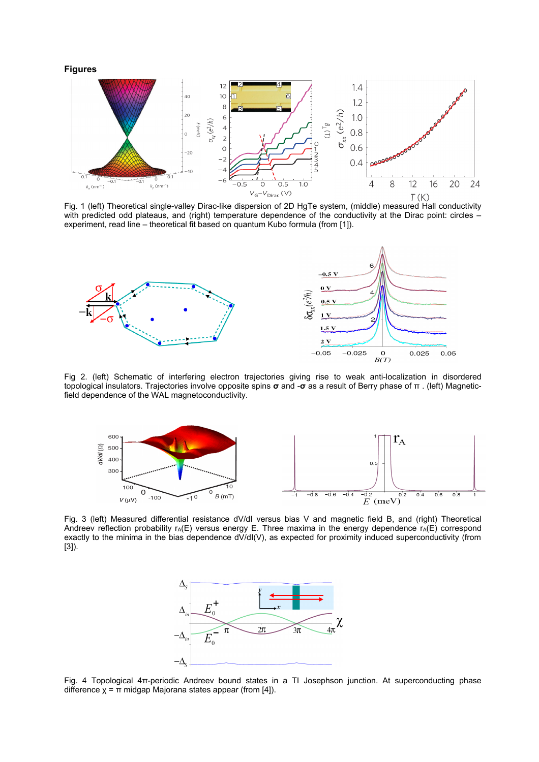**Figures**

12
10
8
6
4
2
0
−2
−4
−6
−0.5 0 0.5 1.0
$V_G - V_{Dirac}$ (V)
$\sigma_{xy}$ $(e^2/h)$
$B_\perp$ (T)
0 1 2 3 4 5

1.4
1.2
1.0
0.8
0.6
0.4
4 8 12 16 20 24
$T$ (K)
$\sigma_{xx}$ $(e^2/h)$

Fig. 1 (left) Theoretical single-valley Dirac-like dispersion of 2D HgTe system, (middle) measured Hall conductivity with predicted odd plateaus, and (right) temperature dependence of the conductivity at the Dirac point: circles – experiment, read line – theoretical fit based on quantum Kubo formula (from [1]).

σ
k
−k
−σ

−0.5 V
0 V
0.5 V
1 V
1.5 V
2 V
6
4
2
$\delta\sigma_{xx}$ $(e^2/h)$
−0.05 −0.025 0 0.025 0.05
$B(T)$

Fig 2. (left) Schematic of interfering electron trajectories giving rise to weak anti-localization in disordered topological insulators. Trajectories involve opposite spins **σ** and -**σ** as a result of Berry phase of π . (left) Magnetic-field dependence of the WAL magnetoconductivity.

600
500
400
300
dV/dI (Ω)
100 0 -100
V (μV)
-10 0 10
B (mT)

$r_A$
1
0.5
−1 −0.8 −0.6 −0.4 −0.2 0.2 0.4 0.6 0.8 1
$E$ (meV)

Fig. 3 (left) Measured differential resistance dV/dI versus bias V and magnetic field B, and (right) Theoretical Andreev reflection probability $r_A(E)$ versus energy E. Three maxima in the energy dependence $r_A(E)$ correspond exactly to the minima in the bias dependence dV/dI(V), as expected for proximity induced superconductivity (from [3]).

$\Delta_S$
$\Delta_{in}$
$-\Delta_{in}$
$-\Delta_S$
$E_0^+$
$E_0^-$
π 2π 3π 4π
χ
y
x

Fig. 4 Topological 4π-periodic Andreev bound states in a TI Josephson junction. At superconducting phase difference χ = π midgap Majorana states appear (from [4]).